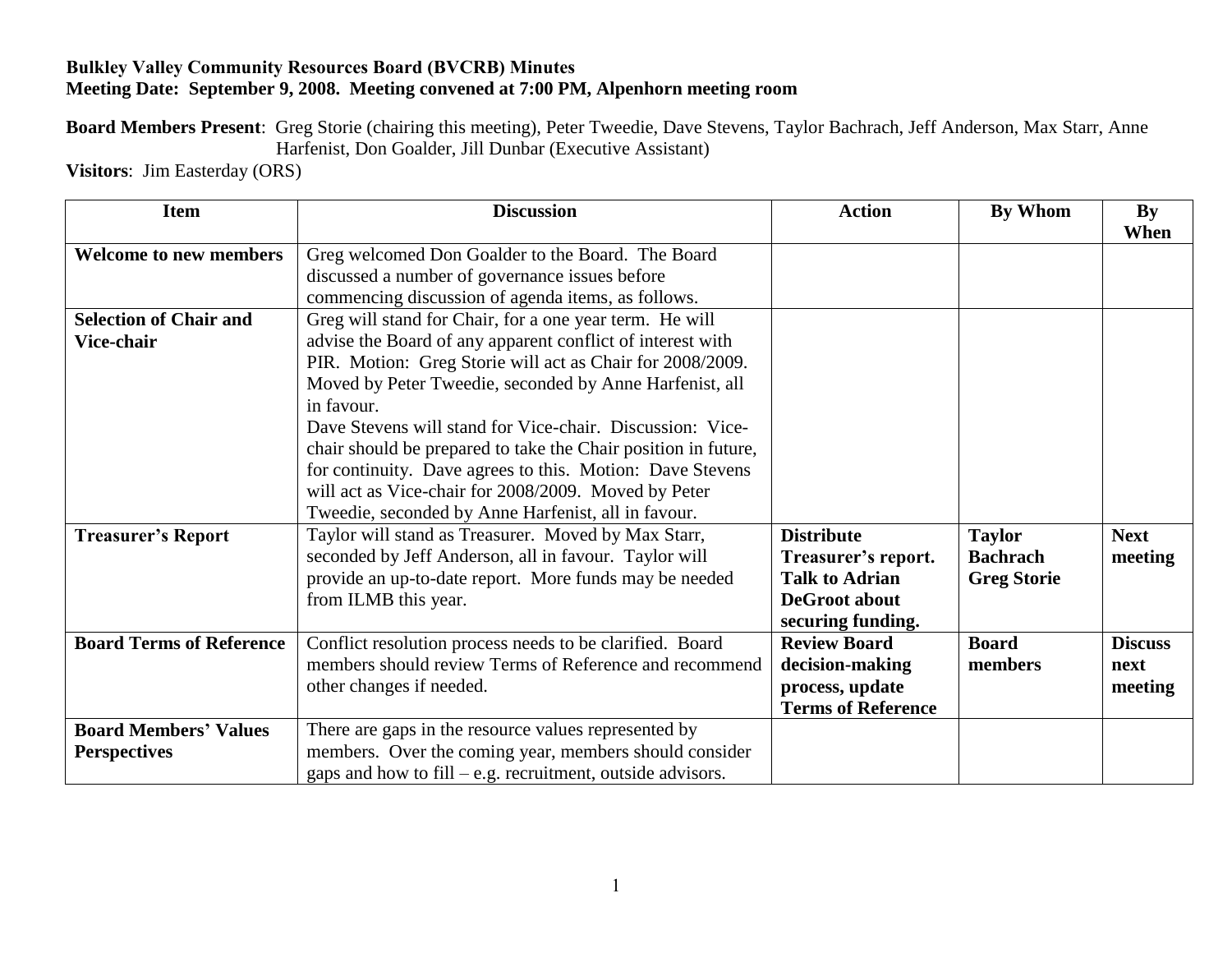**Bulkley Valley Community Resources Board (BVCRB) Minutes**
**Meeting Date: September 9, 2008. Meeting convened at 7:00 PM, Alpenhorn meeting room**

**Board Members Present**: Greg Storie (chairing this meeting), Peter Tweedie, Dave Stevens, Taylor Bachrach, Jeff Anderson, Max Starr, Anne Harfenist, Don Goalder, Jill Dunbar (Executive Assistant)

**Visitors**: Jim Easterday (ORS)

| Item | Discussion | Action | By Whom | By When |
|---|---|---|---|---|
| **Welcome to new members** | Greg welcomed Don Goalder to the Board. The Board discussed a number of governance issues before commencing discussion of agenda items, as follows. | | | |
| **Selection of Chair and Vice-chair** | Greg will stand for Chair, for a one year term. He will advise the Board of any apparent conflict of interest with PIR. Motion: Greg Storie will act as Chair for 2008/2009. Moved by Peter Tweedie, seconded by Anne Harfenist, all in favour.<br>Dave Stevens will stand for Vice-chair. Discussion: Vice-chair should be prepared to take the Chair position in future, for continuity. Dave agrees to this. Motion: Dave Stevens will act as Vice-chair for 2008/2009. Moved by Peter Tweedie, seconded by Anne Harfenist, all in favour. | | | |
| **Treasurer's Report** | Taylor will stand as Treasurer. Moved by Max Starr, seconded by Jeff Anderson, all in favour. Taylor will provide an up-to-date report. More funds may be needed from ILMB this year. | **Distribute Treasurer's report. Talk to Adrian DeGroot about securing funding.** | **Taylor Bachrach Greg Storie** | **Next meeting** |
| **Board Terms of Reference** | Conflict resolution process needs to be clarified. Board members should review Terms of Reference and recommend other changes if needed. | **Review Board decision-making process, update Terms of Reference** | **Board members** | **Discuss next meeting** |
| **Board Members' Values Perspectives** | There are gaps in the resource values represented by members. Over the coming year, members should consider gaps and how to fill – e.g. recruitment, outside advisors. | | | |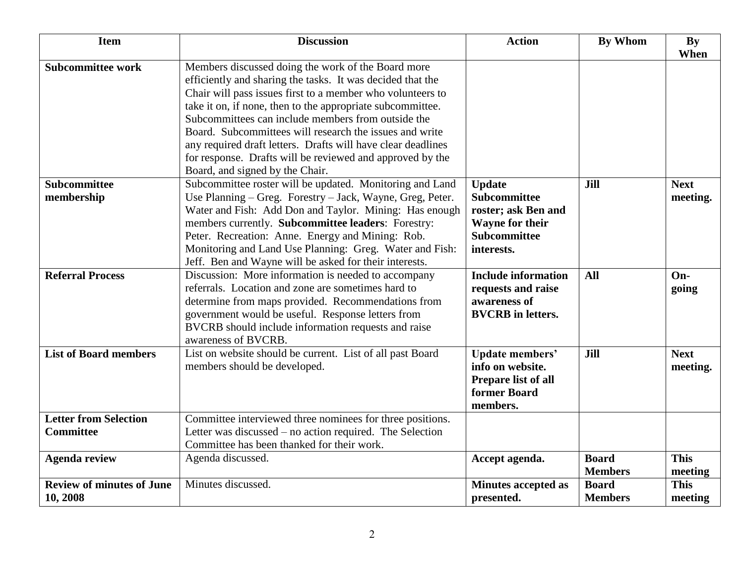| Item | Discussion | Action | By Whom | By When |
|---|---|---|---|---|
| **Subcommittee work** | Members discussed doing the work of the Board more efficiently and sharing the tasks. It was decided that the Chair will pass issues first to a member who volunteers to take it on, if none, then to the appropriate subcommittee. Subcommittees can include members from outside the Board. Subcommittees will research the issues and write any required draft letters. Drafts will have clear deadlines for response. Drafts will be reviewed and approved by the Board, and signed by the Chair. | | | |
| **Subcommittee membership** | Subcommittee roster will be updated. Monitoring and Land Use Planning – Greg. Forestry – Jack, Wayne, Greg, Peter. Water and Fish: Add Don and Taylor. Mining: Has enough members currently. **Subcommittee leaders**: Forestry: Peter. Recreation: Anne. Energy and Mining: Rob. Monitoring and Land Use Planning: Greg. Water and Fish: Jeff. Ben and Wayne will be asked for their interests. | **Update Subcommittee roster; ask Ben and Wayne for their Subcommittee interests.** | **Jill** | **Next meeting.** |
| **Referral Process** | Discussion: More information is needed to accompany referrals. Location and zone are sometimes hard to determine from maps provided. Recommendations from government would be useful. Response letters from BVCRB should include information requests and raise awareness of BVCRB. | **Include information requests and raise awareness of BVCRB in letters.** | **All** | **On-going** |
| **List of Board members** | List on website should be current. List of all past Board members should be developed. | **Update members' info on website. Prepare list of all former Board members.** | **Jill** | **Next meeting.** |
| **Letter from Selection Committee** | Committee interviewed three nominees for three positions. Letter was discussed – no action required. The Selection Committee has been thanked for their work. | | | |
| **Agenda review** | Agenda discussed. | **Accept agenda.** | **Board Members** | **This meeting** |
| **Review of minutes of June 10, 2008** | Minutes discussed. | **Minutes accepted as presented.** | **Board Members** | **This meeting** |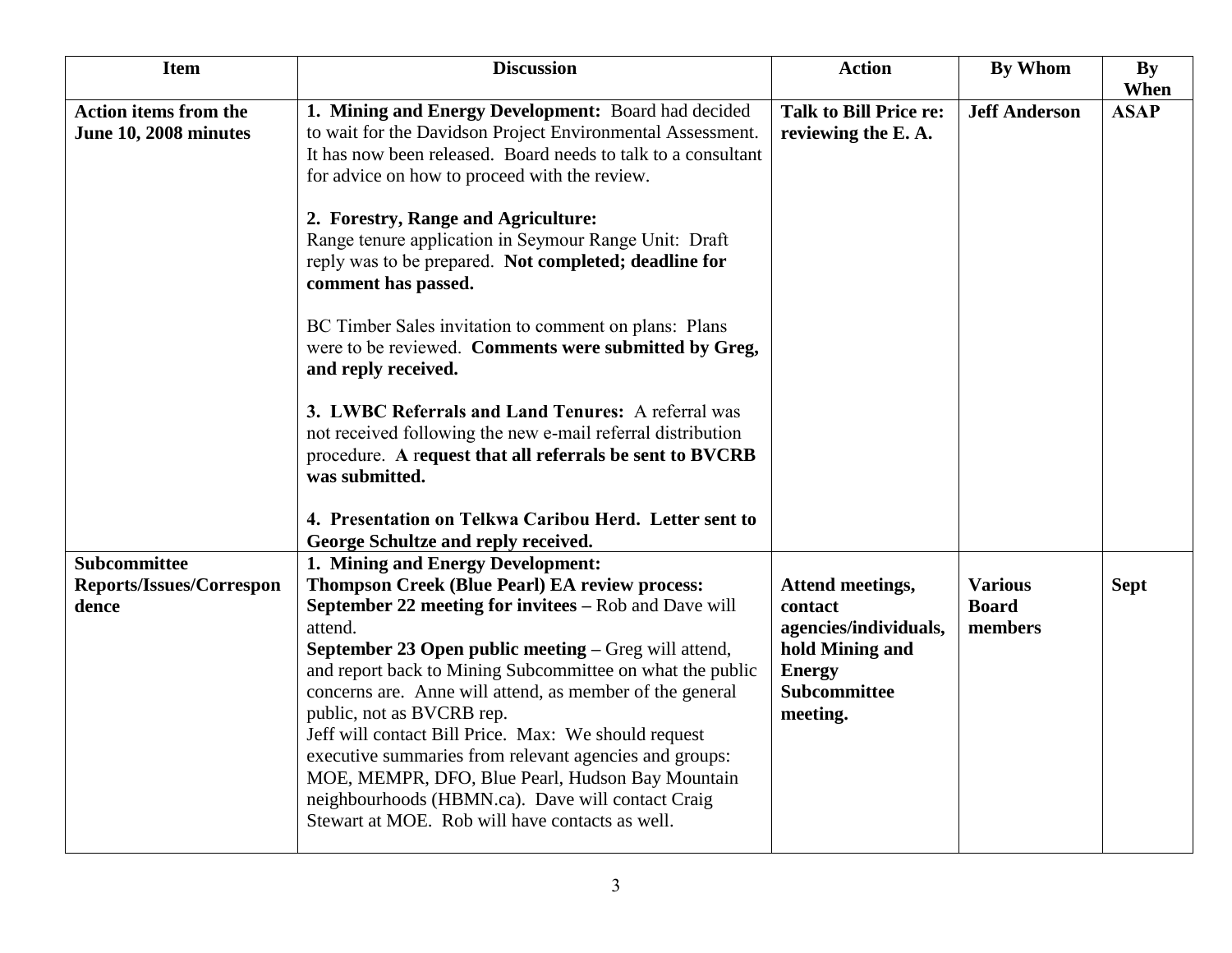| Item | Discussion | Action | By Whom | By When |
|---|---|---|---|---|
| **Action items from the June 10, 2008 minutes** | **1. Mining and Energy Development:** Board had decided to wait for the Davidson Project Environmental Assessment. It has now been released. Board needs to talk to a consultant for advice on how to proceed with the review.<br><br>**2. Forestry, Range and Agriculture:**<br>Range tenure application in Seymour Range Unit: Draft reply was to be prepared. **Not completed; deadline for comment has passed.**<br><br>BC Timber Sales invitation to comment on plans: Plans were to be reviewed. **Comments were submitted by Greg, and reply received.**<br><br>**3. LWBC Referrals and Land Tenures:** A referral was not received following the new e-mail referral distribution procedure. **A request that all referrals be sent to BVCRB was submitted.**<br><br>**4. Presentation on Telkwa Caribou Herd. Letter sent to George Schultze and reply received.** | **Talk to Bill Price re: reviewing the E. A.** | **Jeff Anderson** | **ASAP** |
| **Subcommittee Reports/Issues/Correspondence** | **1. Mining and Energy Development:**<br>**Thompson Creek (Blue Pearl) EA review process:**<br>**September 22 meeting for invitees –** Rob and Dave will attend.<br>**September 23 Open public meeting –** Greg will attend, and report back to Mining Subcommittee on what the public concerns are. Anne will attend, as member of the general public, not as BVCRB rep.<br>Jeff will contact Bill Price. Max: We should request executive summaries from relevant agencies and groups: MOE, MEMPR, DFO, Blue Pearl, Hudson Bay Mountain neighbourhoods (HBMN.ca). Dave will contact Craig Stewart at MOE. Rob will have contacts as well. | **Attend meetings, contact agencies/individuals, hold Mining and Energy Subcommittee meeting.** | **Various Board members** | **Sept** |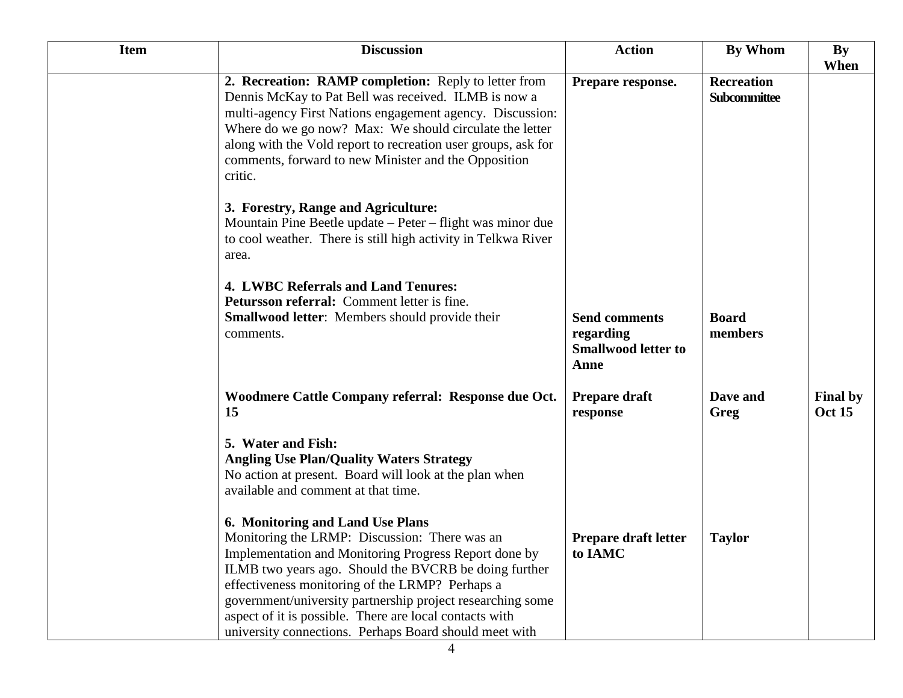| Item | Discussion | Action | By Whom | By When |
|---|---|---|---|---|
| | **2. Recreation: RAMP completion:** Reply to letter from Dennis McKay to Pat Bell was received. ILMB is now a multi-agency First Nations engagement agency. Discussion: Where do we go now? Max: We should circulate the letter along with the Vold report to recreation user groups, ask for comments, forward to new Minister and the Opposition critic. | **Prepare response.** | **Recreation Subcommittee** | |
| | **3. Forestry, Range and Agriculture:** Mountain Pine Beetle update – Peter – flight was minor due to cool weather. There is still high activity in Telkwa River area. | | | |
| | **4. LWBC Referrals and Land Tenures:** **Petursson referral:** Comment letter is fine. **Smallwood letter**: Members should provide their comments. | **Send comments regarding Smallwood letter to Anne** | **Board members** | |
| | **Woodmere Cattle Company referral: Response due Oct. 15** | **Prepare draft response** | **Dave and Greg** | **Final by Oct 15** |
| | **5. Water and Fish:** **Angling Use Plan/Quality Waters Strategy** No action at present. Board will look at the plan when available and comment at that time. | | | |
| | **6. Monitoring and Land Use Plans** Monitoring the LRMP: Discussion: There was an Implementation and Monitoring Progress Report done by ILMB two years ago. Should the BVCRB be doing further effectiveness monitoring of the LRMP? Perhaps a government/university partnership project researching some aspect of it is possible. There are local contacts with university connections. Perhaps Board should meet with | **Prepare draft letter to IAMC** | **Taylor** | |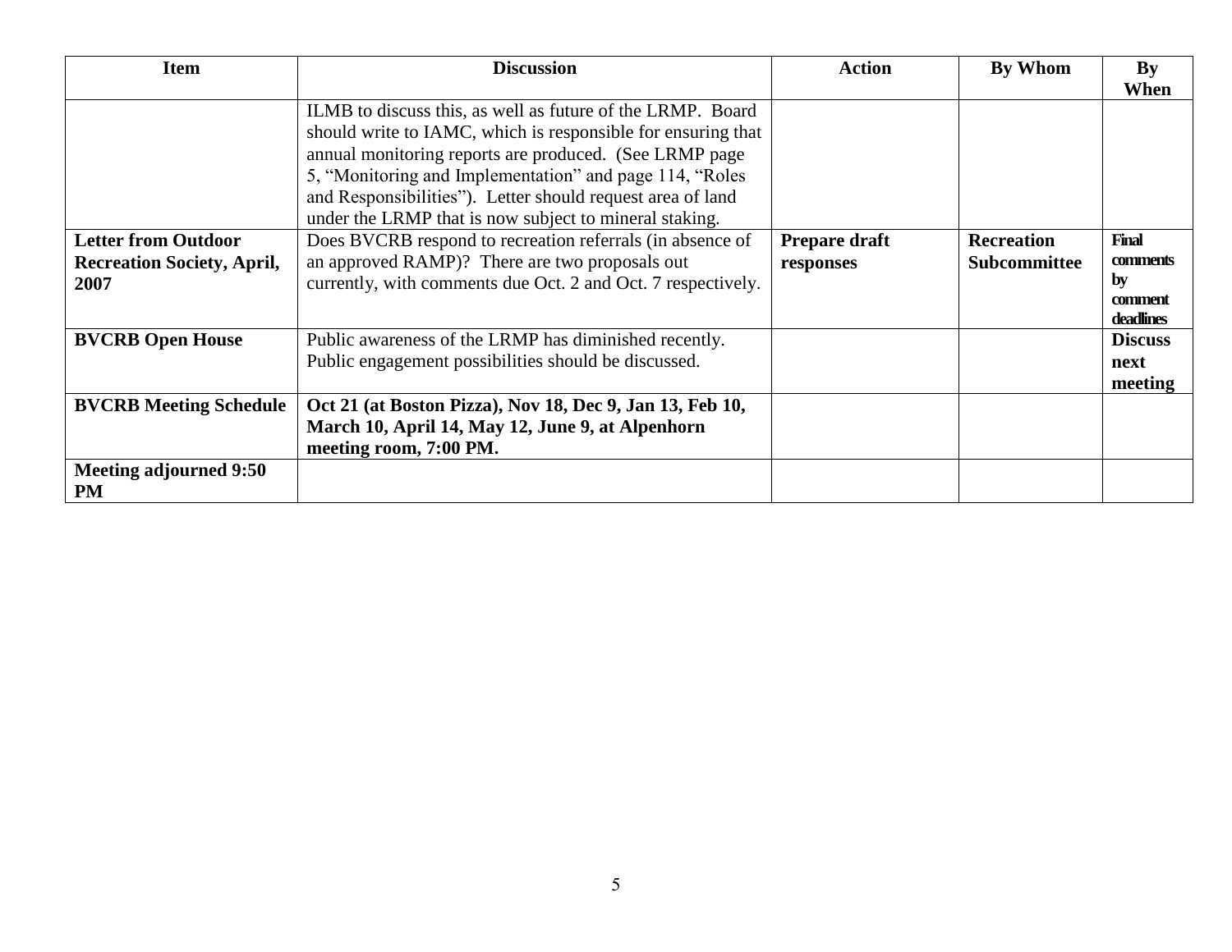| Item | Discussion | Action | By Whom | By When |
|---|---|---|---|---|
| | ILMB to discuss this, as well as future of the LRMP. Board should write to IAMC, which is responsible for ensuring that annual monitoring reports are produced. (See LRMP page 5, "Monitoring and Implementation" and page 114, "Roles and Responsibilities"). Letter should request area of land under the LRMP that is now subject to mineral staking. | | | |
| **Letter from Outdoor Recreation Society, April, 2007** | Does BVCRB respond to recreation referrals (in absence of an approved RAMP)? There are two proposals out currently, with comments due Oct. 2 and Oct. 7 respectively. | **Prepare draft responses** | **Recreation Subcommittee** | **Final comments by comment deadlines** |
| **BVCRB Open House** | Public awareness of the LRMP has diminished recently. Public engagement possibilities should be discussed. | | | **Discuss next meeting** |
| **BVCRB Meeting Schedule** | **Oct 21 (at Boston Pizza), Nov 18, Dec 9, Jan 13, Feb 10, March 10, April 14, May 12, June 9, at Alpenhorn meeting room, 7:00 PM.** | | | |
| **Meeting adjourned 9:50 PM** | | | | |